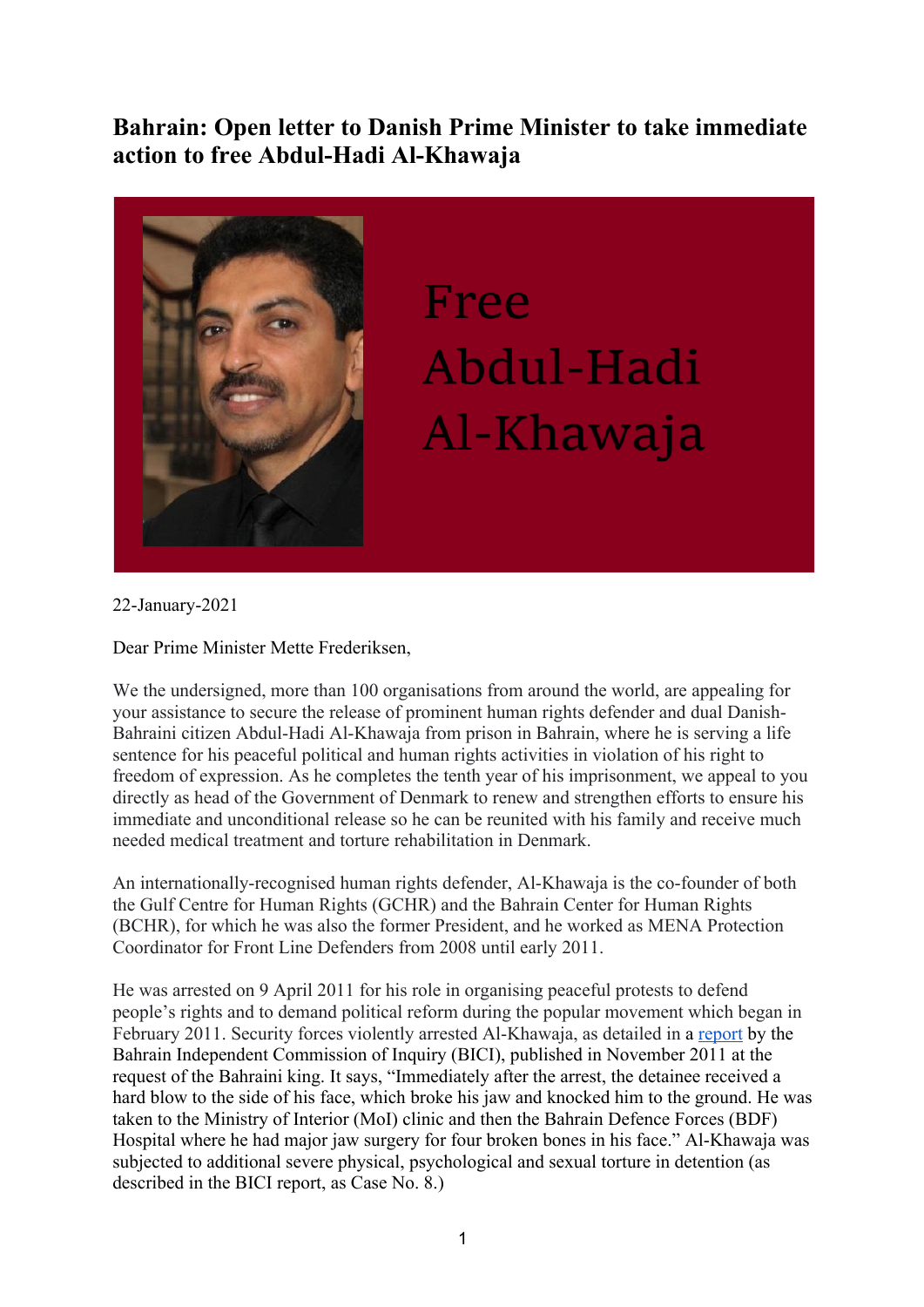# Bahrain: Open letter to Danish Prime Minister to take immediate action to free Abdul-Hadi Al-Khawaja

Free Abdul-Hadi Al-Khawaja

22-January-2021

Dear Prime Minister Mette Frederiksen,

We the undersigned, more than 100 organisations from around the world, are appealing for your assistance to secure the release of prominent human rights defender and dual Danish-Bahraini citizen Abdul-Hadi Al-Khawaja from prison in Bahrain, where he is serving a life sentence for his peaceful political and human rights activities in violation of his right to freedom of expression. As he completes the tenth year of his imprisonment, we appeal to you directly as head of the Government of Denmark to renew and strengthen efforts to ensure his immediate and unconditional release so he can be reunited with his family and receive much needed medical treatment and torture rehabilitation in Denmark.

An internationally-recognised human rights defender, Al-Khawaja is the co-founder of both the Gulf Centre for Human Rights (GCHR) and the Bahrain Center for Human Rights (BCHR), for which he was also the former President, and he worked as MENA Protection Coordinator for Front Line Defenders from 2008 until early 2011.

He was arrested on 9 April 2011 for his role in organising peaceful protests to defend people's rights and to demand political reform during the popular movement which began in February 2011. Security forces violently arrested Al-Khawaja, as detailed in a report by the Bahrain Independent Commission of Inquiry (BICI), published in November 2011 at the request of the Bahraini king. It says, "Immediately after the arrest, the detainee received a hard blow to the side of his face, which broke his jaw and knocked him to the ground. He was taken to the Ministry of Interior (MoI) clinic and then the Bahrain Defence Forces (BDF) Hospital where he had major jaw surgery for four broken bones in his face." Al-Khawaja was subjected to additional severe physical, psychological and sexual torture in detention (as described in the BICI report, as Case No. 8.)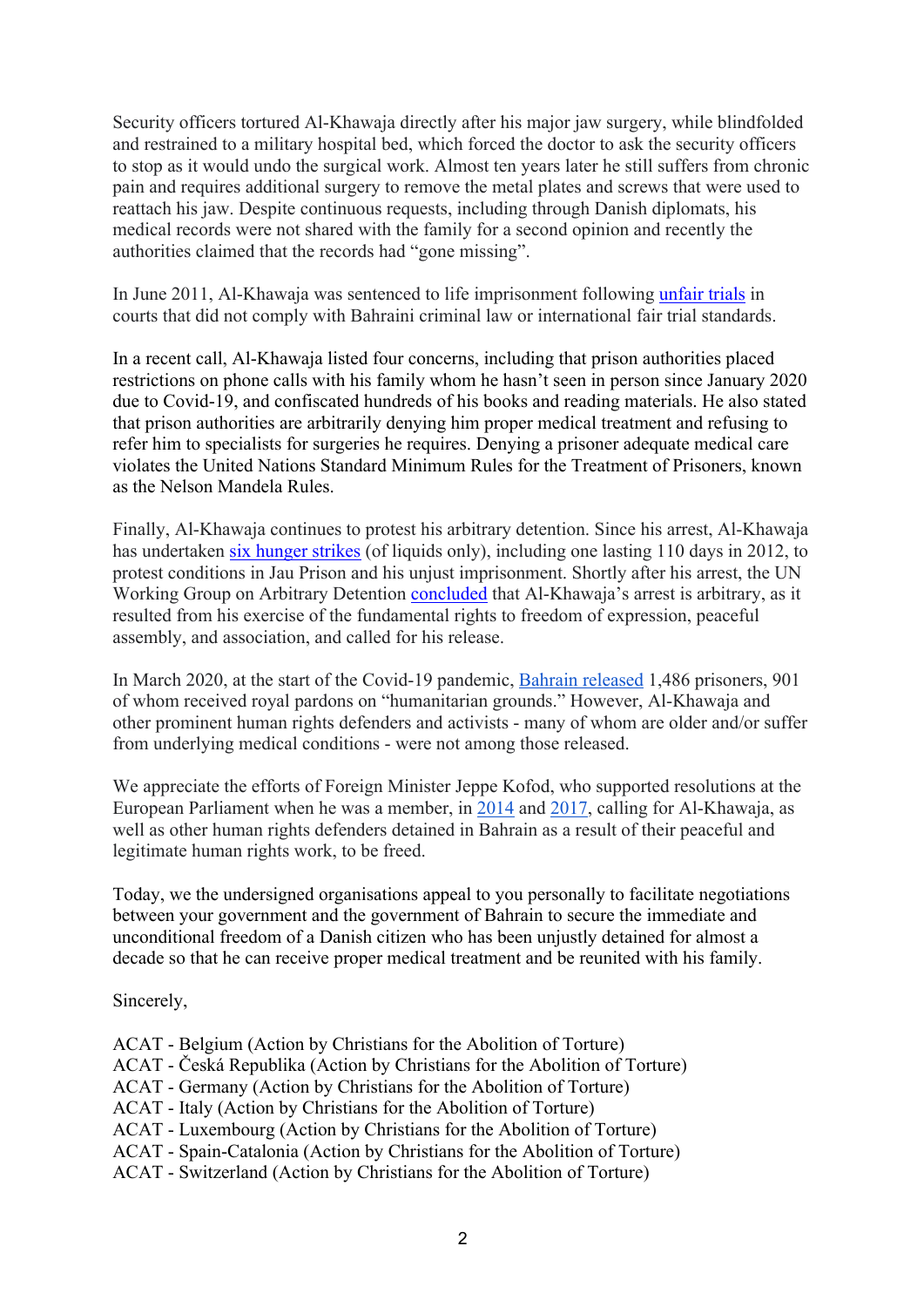Security officers tortured Al-Khawaja directly after his major jaw surgery, while blindfolded and restrained to a military hospital bed, which forced the doctor to ask the security officers to stop as it would undo the surgical work. Almost ten years later he still suffers from chronic pain and requires additional surgery to remove the metal plates and screws that were used to reattach his jaw. Despite continuous requests, including through Danish diplomats, his medical records were not shared with the family for a second opinion and recently the authorities claimed that the records had "gone missing".

In June 2011, Al-Khawaja was sentenced to life imprisonment following unfair trials in courts that did not comply with Bahraini criminal law or international fair trial standards.

In a recent call, Al-Khawaja listed four concerns, including that prison authorities placed restrictions on phone calls with his family whom he hasn't seen in person since January 2020 due to Covid-19, and confiscated hundreds of his books and reading materials. He also stated that prison authorities are arbitrarily denying him proper medical treatment and refusing to refer him to specialists for surgeries he requires. Denying a prisoner adequate medical care violates the United Nations Standard Minimum Rules for the Treatment of Prisoners, known as the Nelson Mandela Rules.

Finally, Al-Khawaja continues to protest his arbitrary detention. Since his arrest, Al-Khawaja has undertaken six hunger strikes (of liquids only), including one lasting 110 days in 2012, to protest conditions in Jau Prison and his unjust imprisonment. Shortly after his arrest, the UN Working Group on Arbitrary Detention concluded that Al-Khawaja's arrest is arbitrary, as it resulted from his exercise of the fundamental rights to freedom of expression, peaceful assembly, and association, and called for his release.

In March 2020, at the start of the Covid-19 pandemic, Bahrain released 1,486 prisoners, 901 of whom received royal pardons on "humanitarian grounds." However, Al-Khawaja and other prominent human rights defenders and activists - many of whom are older and/or suffer from underlying medical conditions - were not among those released.

We appreciate the efforts of Foreign Minister Jeppe Kofod, who supported resolutions at the European Parliament when he was a member, in 2014 and 2017, calling for Al-Khawaja, as well as other human rights defenders detained in Bahrain as a result of their peaceful and legitimate human rights work, to be freed.

Today, we the undersigned organisations appeal to you personally to facilitate negotiations between your government and the government of Bahrain to secure the immediate and unconditional freedom of a Danish citizen who has been unjustly detained for almost a decade so that he can receive proper medical treatment and be reunited with his family.

Sincerely,

ACAT - Belgium (Action by Christians for the Abolition of Torture)
ACAT - Česká Republika (Action by Christians for the Abolition of Torture)
ACAT - Germany (Action by Christians for the Abolition of Torture)
ACAT - Italy (Action by Christians for the Abolition of Torture)
ACAT - Luxembourg (Action by Christians for the Abolition of Torture)
ACAT - Spain-Catalonia (Action by Christians for the Abolition of Torture)
ACAT - Switzerland (Action by Christians for the Abolition of Torture)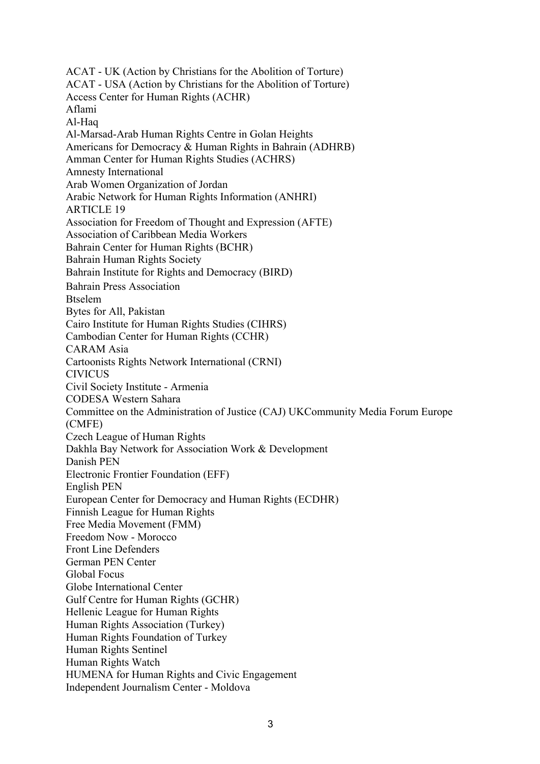ACAT - UK (Action by Christians for the Abolition of Torture)
ACAT - USA (Action by Christians for the Abolition of Torture)
Access Center for Human Rights (ACHR)
Aflami
Al-Haq
Al-Marsad-Arab Human Rights Centre in Golan Heights
Americans for Democracy & Human Rights in Bahrain (ADHRB)
Amman Center for Human Rights Studies (ACHRS)
Amnesty International
Arab Women Organization of Jordan
Arabic Network for Human Rights Information (ANHRI)
ARTICLE 19
Association for Freedom of Thought and Expression (AFTE)
Association of Caribbean Media Workers
Bahrain Center for Human Rights (BCHR)
Bahrain Human Rights Society
Bahrain Institute for Rights and Democracy (BIRD)
Bahrain Press Association
Btselem
Bytes for All, Pakistan
Cairo Institute for Human Rights Studies (CIHRS)
Cambodian Center for Human Rights (CCHR)
CARAM Asia
Cartoonists Rights Network International (CRNI)
CIVICUS
Civil Society Institute - Armenia
CODESA Western Sahara
Committee on the Administration of Justice (CAJ) UKCommunity Media Forum Europe (CMFE)
Czech League of Human Rights
Dakhla Bay Network for Association Work & Development
Danish PEN
Electronic Frontier Foundation (EFF)
English PEN
European Center for Democracy and Human Rights (ECDHR)
Finnish League for Human Rights
Free Media Movement (FMM)
Freedom Now - Morocco
Front Line Defenders
German PEN Center
Global Focus
Globe International Center
Gulf Centre for Human Rights (GCHR)
Hellenic League for Human Rights
Human Rights Association (Turkey)
Human Rights Foundation of Turkey
Human Rights Sentinel
Human Rights Watch
HUMENA for Human Rights and Civic Engagement
Independent Journalism Center - Moldova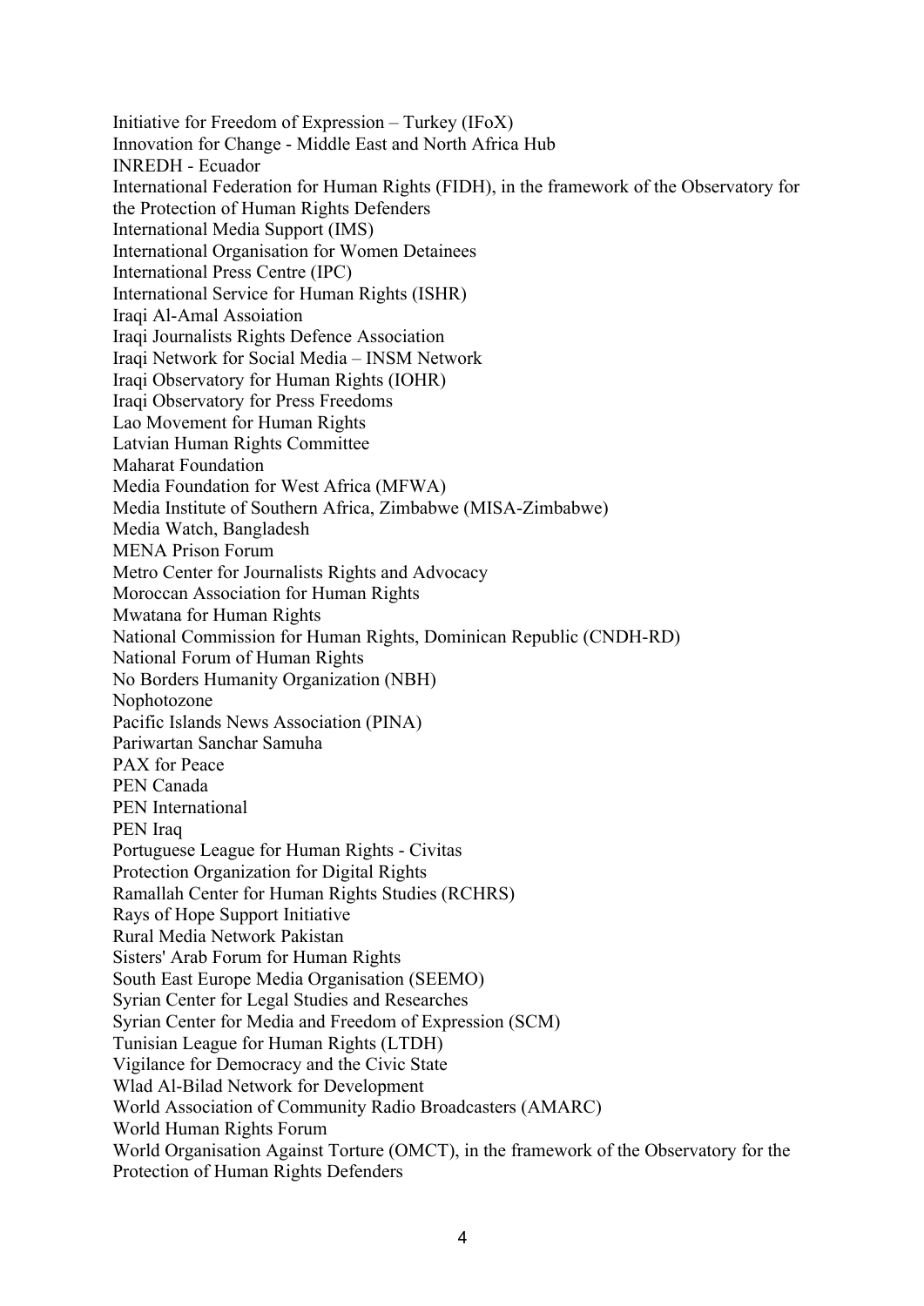Initiative for Freedom of Expression – Turkey (IFoX)
Innovation for Change - Middle East and North Africa Hub
INREDH - Ecuador
International Federation for Human Rights (FIDH), in the framework of the Observatory for the Protection of Human Rights Defenders
International Media Support (IMS)
International Organisation for Women Detainees
International Press Centre (IPC)
International Service for Human Rights (ISHR)
Iraqi Al-Amal Assoiation
Iraqi Journalists Rights Defence Association
Iraqi Network for Social Media – INSM Network
Iraqi Observatory for Human Rights (IOHR)
Iraqi Observatory for Press Freedoms
Lao Movement for Human Rights
Latvian Human Rights Committee
Maharat Foundation
Media Foundation for West Africa (MFWA)
Media Institute of Southern Africa, Zimbabwe (MISA-Zimbabwe)
Media Watch, Bangladesh
MENA Prison Forum
Metro Center for Journalists Rights and Advocacy
Moroccan Association for Human Rights
Mwatana for Human Rights
National Commission for Human Rights, Dominican Republic (CNDH-RD)
National Forum of Human Rights
No Borders Humanity Organization (NBH)
Nophotozone
Pacific Islands News Association (PINA)
Pariwartan Sanchar Samuha
PAX for Peace
PEN Canada
PEN International
PEN Iraq
Portuguese League for Human Rights - Civitas
Protection Organization for Digital Rights
Ramallah Center for Human Rights Studies (RCHRS)
Rays of Hope Support Initiative
Rural Media Network Pakistan
Sisters' Arab Forum for Human Rights
South East Europe Media Organisation (SEEMO)
Syrian Center for Legal Studies and Researches
Syrian Center for Media and Freedom of Expression (SCM)
Tunisian League for Human Rights (LTDH)
Vigilance for Democracy and the Civic State
Wlad Al-Bilad Network for Development
World Association of Community Radio Broadcasters (AMARC)
World Human Rights Forum
World Organisation Against Torture (OMCT), in the framework of the Observatory for the Protection of Human Rights Defenders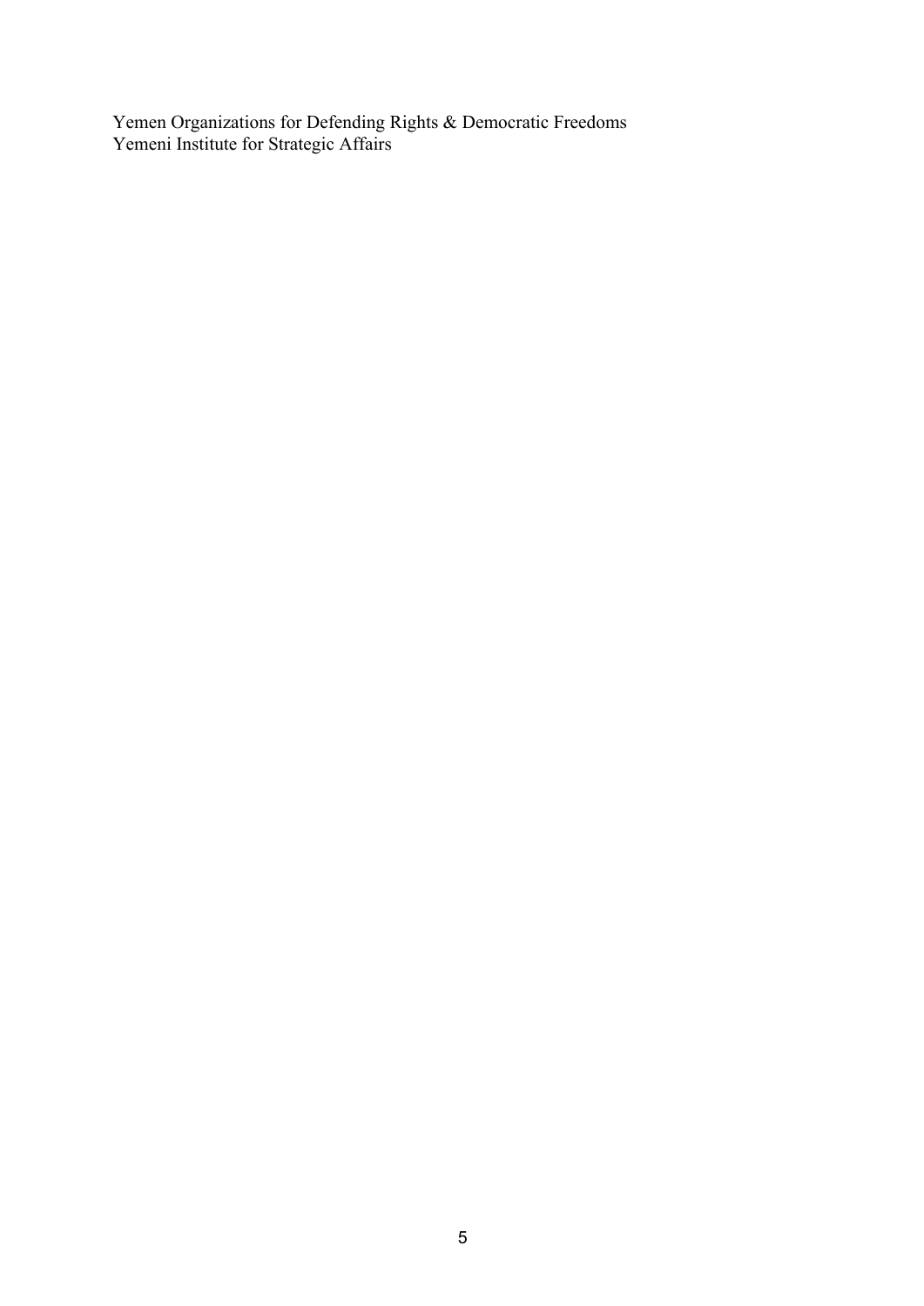Yemen Organizations for Defending Rights & Democratic Freedoms
Yemeni Institute for Strategic Affairs